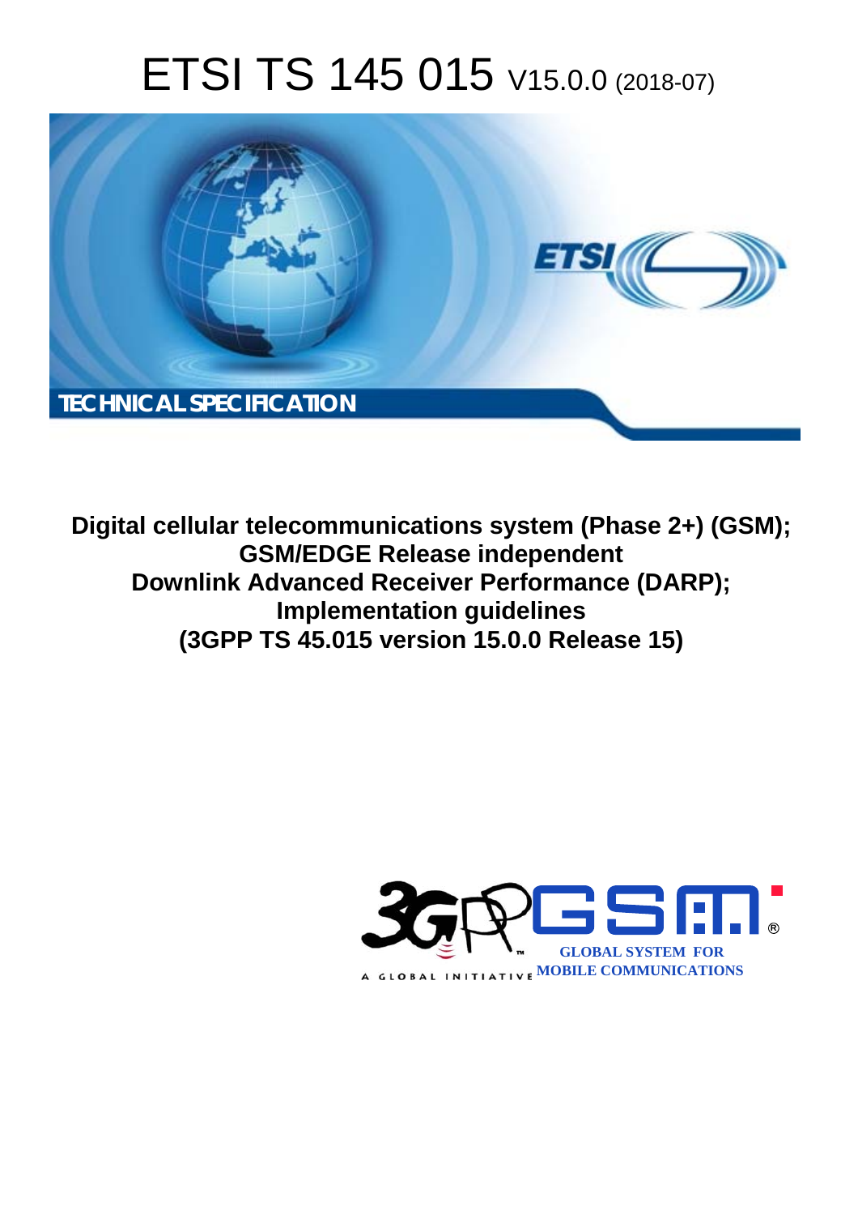# ETSI TS 145 015 V15.0.0 (2018-07)

TECHNICAL SPECIFICATION

**Digital cellular telecommunications system (Phase 2+) (GSM); GSM/EDGE Release independent Downlink Advanced Receiver Performance (DARP); Implementation guidelines (3GPP TS 45.015 version 15.0.0 Release 15)**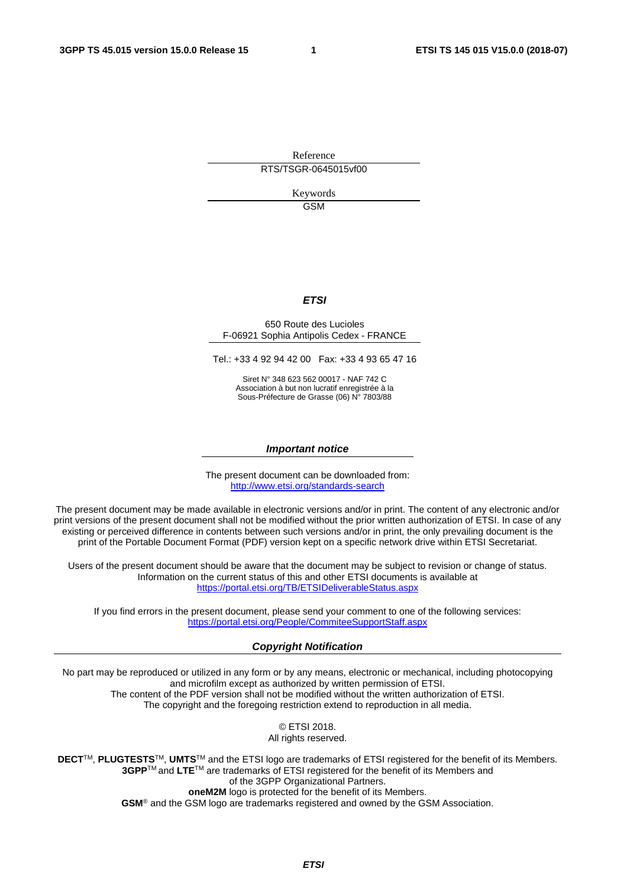Reference

RTS/TSGR-0645015vf00

Keywords

GSM

***ETSI***

650 Route des Lucioles
F-06921 Sophia Antipolis Cedex - FRANCE

Tel.: +33 4 92 94 42 00 Fax: +33 4 93 65 47 16

Siret N° 348 623 562 00017 - NAF 742 C
Association à but non lucratif enregistrée à la
Sous-Préfecture de Grasse (06) N° 7803/88

***Important notice***

The present document can be downloaded from:
http://www.etsi.org/standards-search

The present document may be made available in electronic versions and/or in print. The content of any electronic and/or print versions of the present document shall not be modified without the prior written authorization of ETSI. In case of any existing or perceived difference in contents between such versions and/or in print, the only prevailing document is the print of the Portable Document Format (PDF) version kept on a specific network drive within ETSI Secretariat.

Users of the present document should be aware that the document may be subject to revision or change of status. Information on the current status of this and other ETSI documents is available at
https://portal.etsi.org/TB/ETSIDeliverableStatus.aspx

If you find errors in the present document, please send your comment to one of the following services:
https://portal.etsi.org/People/CommiteeSupportStaff.aspx

***Copyright Notification***

No part may be reproduced or utilized in any form or by any means, electronic or mechanical, including photocopying and microfilm except as authorized by written permission of ETSI.
The content of the PDF version shall not be modified without the written authorization of ETSI.
The copyright and the foregoing restriction extend to reproduction in all media.

© ETSI 2018.
All rights reserved.

**DECT**™, **PLUGTESTS**™, **UMTS**™ and the ETSI logo are trademarks of ETSI registered for the benefit of its Members.
**3GPP**™ and **LTE**™ are trademarks of ETSI registered for the benefit of its Members and of the 3GPP Organizational Partners.
**oneM2M** logo is protected for the benefit of its Members.
**GSM**® and the GSM logo are trademarks registered and owned by the GSM Association.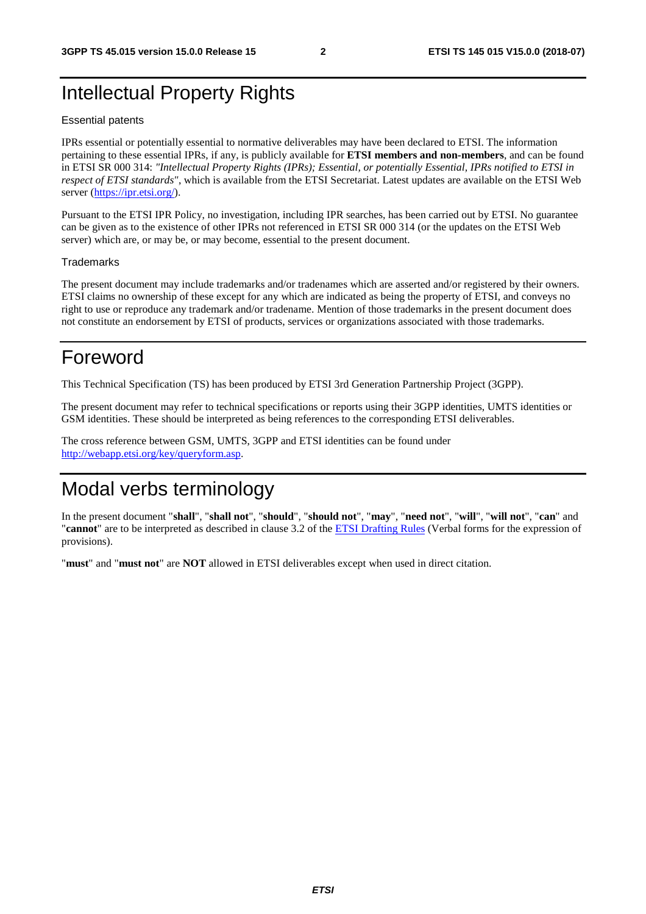# Intellectual Property Rights

Essential patents

IPRs essential or potentially essential to normative deliverables may have been declared to ETSI. The information pertaining to these essential IPRs, if any, is publicly available for **ETSI members and non-members**, and can be found in ETSI SR 000 314: *"Intellectual Property Rights (IPRs); Essential, or potentially Essential, IPRs notified to ETSI in respect of ETSI standards"*, which is available from the ETSI Secretariat. Latest updates are available on the ETSI Web server (https://ipr.etsi.org/).

Pursuant to the ETSI IPR Policy, no investigation, including IPR searches, has been carried out by ETSI. No guarantee can be given as to the existence of other IPRs not referenced in ETSI SR 000 314 (or the updates on the ETSI Web server) which are, or may be, or may become, essential to the present document.

Trademarks

The present document may include trademarks and/or tradenames which are asserted and/or registered by their owners. ETSI claims no ownership of these except for any which are indicated as being the property of ETSI, and conveys no right to use or reproduce any trademark and/or tradename. Mention of those trademarks in the present document does not constitute an endorsement by ETSI of products, services or organizations associated with those trademarks.

# Foreword

This Technical Specification (TS) has been produced by ETSI 3rd Generation Partnership Project (3GPP).

The present document may refer to technical specifications or reports using their 3GPP identities, UMTS identities or GSM identities. These should be interpreted as being references to the corresponding ETSI deliverables.

The cross reference between GSM, UMTS, 3GPP and ETSI identities can be found under http://webapp.etsi.org/key/queryform.asp.

# Modal verbs terminology

In the present document "**shall**", "**shall not**", "**should**", "**should not**", "**may**", "**need not**", "**will**", "**will not**", "**can**" and "**cannot**" are to be interpreted as described in clause 3.2 of the ETSI Drafting Rules (Verbal forms for the expression of provisions).

"**must**" and "**must not**" are **NOT** allowed in ETSI deliverables except when used in direct citation.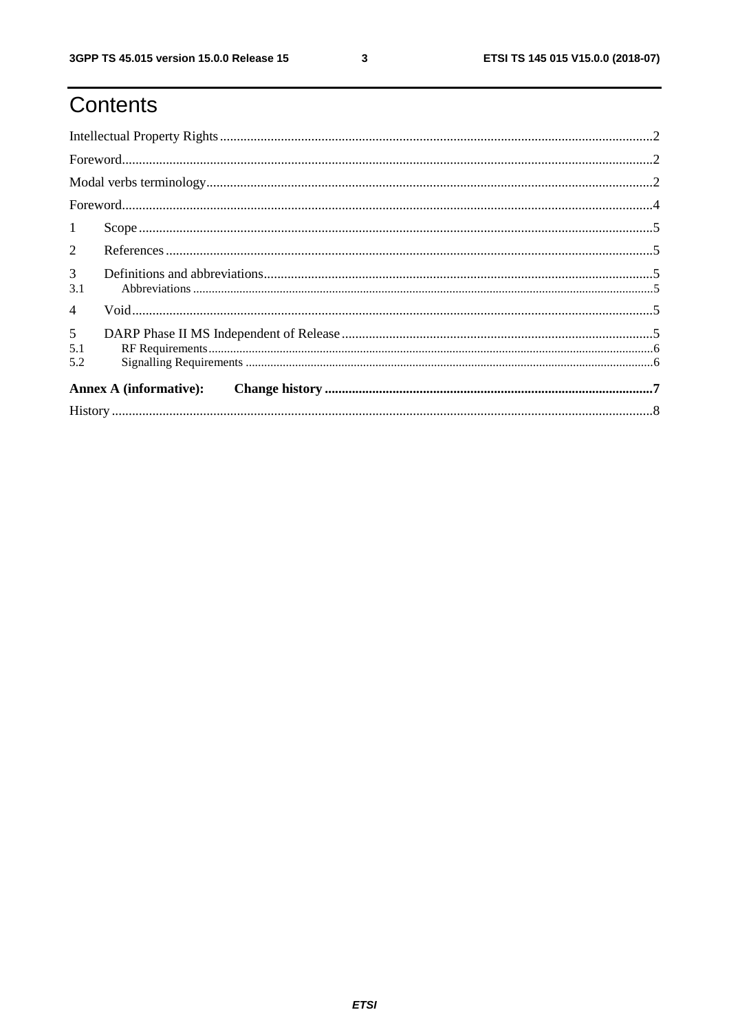# Contents

Intellectual Property Rights ..... 2

Foreword ..... 2

Modal verbs terminology ..... 2

Foreword ..... 4

1 Scope ..... 5

2 References ..... 5

3 Definitions and abbreviations ..... 5

3.1 Abbreviations ..... 5

4 Void ..... 5

5 DARP Phase II MS Independent of Release ..... 5

5.1 RF Requirements ..... 6

5.2 Signalling Requirements ..... 6

**Annex A (informative): Change history ..... 7**

History ..... 8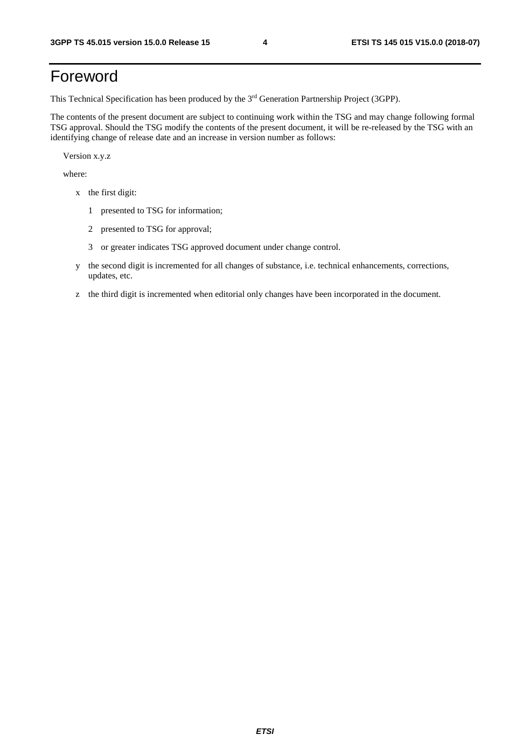# Foreword

This Technical Specification has been produced by the 3rd Generation Partnership Project (3GPP).

The contents of the present document are subject to continuing work within the TSG and may change following formal TSG approval. Should the TSG modify the contents of the present document, it will be re-released by the TSG with an identifying change of release date and an increase in version number as follows:

Version x.y.z

where:

- x the first digit:
  - 1 presented to TSG for information;
  - 2 presented to TSG for approval;
  - 3 or greater indicates TSG approved document under change control.
- y the second digit is incremented for all changes of substance, i.e. technical enhancements, corrections, updates, etc.
- z the third digit is incremented when editorial only changes have been incorporated in the document.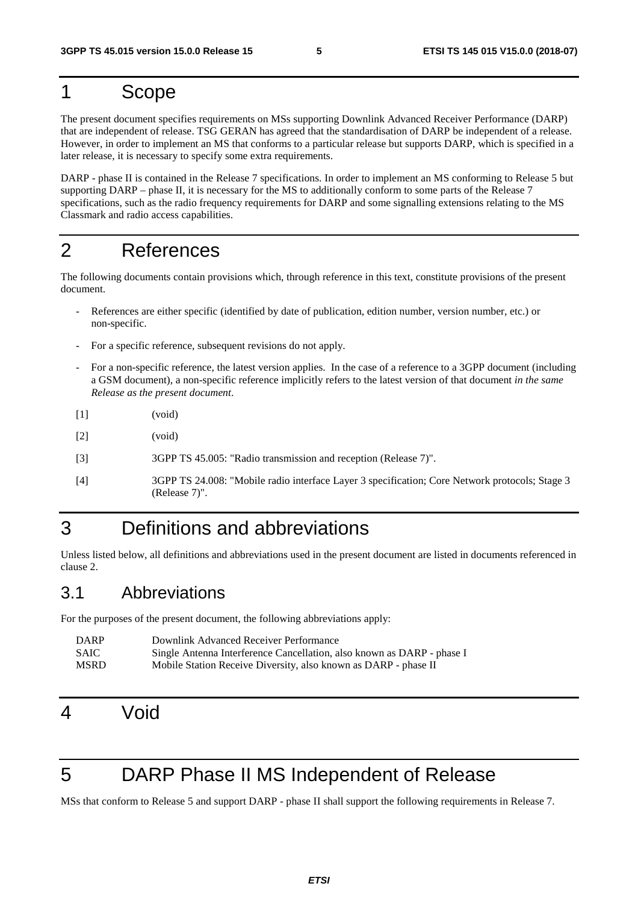# 1 Scope

The present document specifies requirements on MSs supporting Downlink Advanced Receiver Performance (DARP) that are independent of release. TSG GERAN has agreed that the standardisation of DARP be independent of a release. However, in order to implement an MS that conforms to a particular release but supports DARP, which is specified in a later release, it is necessary to specify some extra requirements.

DARP - phase II is contained in the Release 7 specifications. In order to implement an MS conforming to Release 5 but supporting DARP – phase II, it is necessary for the MS to additionally conform to some parts of the Release 7 specifications, such as the radio frequency requirements for DARP and some signalling extensions relating to the MS Classmark and radio access capabilities.

# 2 References

The following documents contain provisions which, through reference in this text, constitute provisions of the present document.

- References are either specific (identified by date of publication, edition number, version number, etc.) or non-specific.
- For a specific reference, subsequent revisions do not apply.
- For a non-specific reference, the latest version applies. In the case of a reference to a 3GPP document (including a GSM document), a non-specific reference implicitly refers to the latest version of that document *in the same Release as the present document*.

[1] (void)

[2] (void)

[3] 3GPP TS 45.005: "Radio transmission and reception (Release 7)".

[4] 3GPP TS 24.008: "Mobile radio interface Layer 3 specification; Core Network protocols; Stage 3 (Release 7)".

# 3 Definitions and abbreviations

Unless listed below, all definitions and abbreviations used in the present document are listed in documents referenced in clause 2.

## 3.1 Abbreviations

For the purposes of the present document, the following abbreviations apply:

DARP Downlink Advanced Receiver Performance
SAIC Single Antenna Interference Cancellation, also known as DARP - phase I
MSRD Mobile Station Receive Diversity, also known as DARP - phase II

# 4 Void

# 5 DARP Phase II MS Independent of Release

MSs that conform to Release 5 and support DARP - phase II shall support the following requirements in Release 7.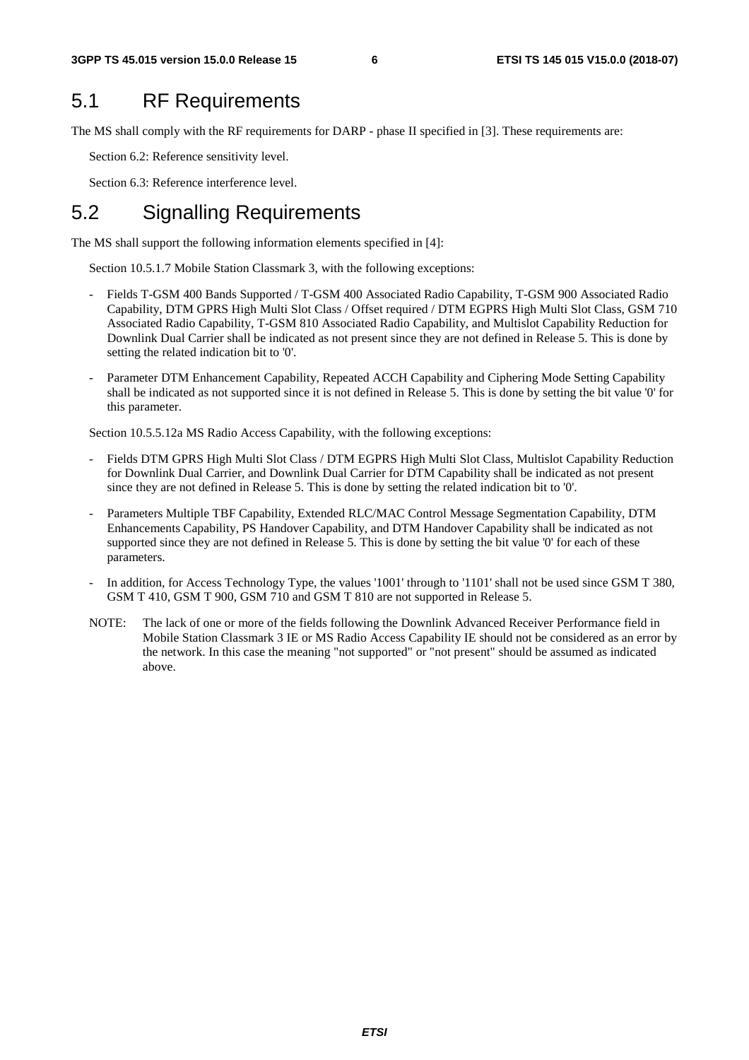## 5.1 RF Requirements

The MS shall comply with the RF requirements for DARP - phase II specified in [3]. These requirements are:

Section 6.2: Reference sensitivity level.

Section 6.3: Reference interference level.

## 5.2 Signalling Requirements

The MS shall support the following information elements specified in [4]:

Section 10.5.1.7 Mobile Station Classmark 3, with the following exceptions:

- Fields T-GSM 400 Bands Supported / T-GSM 400 Associated Radio Capability, T-GSM 900 Associated Radio Capability, DTM GPRS High Multi Slot Class / Offset required / DTM EGPRS High Multi Slot Class, GSM 710 Associated Radio Capability, T-GSM 810 Associated Radio Capability, and Multislot Capability Reduction for Downlink Dual Carrier shall be indicated as not present since they are not defined in Release 5. This is done by setting the related indication bit to '0'.
- Parameter DTM Enhancement Capability, Repeated ACCH Capability and Ciphering Mode Setting Capability shall be indicated as not supported since it is not defined in Release 5. This is done by setting the bit value '0' for this parameter.

Section 10.5.5.12a MS Radio Access Capability, with the following exceptions:

- Fields DTM GPRS High Multi Slot Class / DTM EGPRS High Multi Slot Class, Multislot Capability Reduction for Downlink Dual Carrier, and Downlink Dual Carrier for DTM Capability shall be indicated as not present since they are not defined in Release 5. This is done by setting the related indication bit to '0'.
- Parameters Multiple TBF Capability, Extended RLC/MAC Control Message Segmentation Capability, DTM Enhancements Capability, PS Handover Capability, and DTM Handover Capability shall be indicated as not supported since they are not defined in Release 5. This is done by setting the bit value '0' for each of these parameters.
- In addition, for Access Technology Type, the values '1001' through to '1101' shall not be used since GSM T 380, GSM T 410, GSM T 900, GSM 710 and GSM T 810 are not supported in Release 5.

NOTE: The lack of one or more of the fields following the Downlink Advanced Receiver Performance field in Mobile Station Classmark 3 IE or MS Radio Access Capability IE should not be considered as an error by the network. In this case the meaning "not supported" or "not present" should be assumed as indicated above.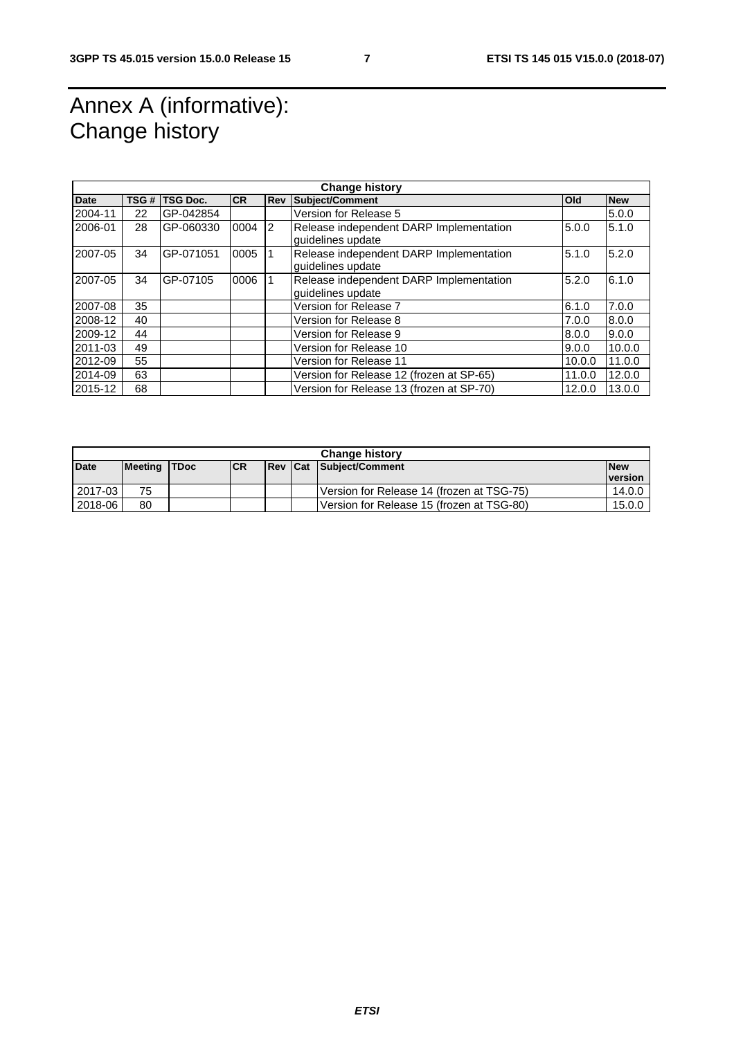# Annex A (informative): Change history

| Change history | | | | | | | |
|---|---|---|---|---|---|---|---|
| **Date** | **TSG #** | **TSG Doc.** | **CR** | **Rev** | **Subject/Comment** | **Old** | **New** |
| 2004-11 | 22 | GP-042854 | | | Version for Release 5 | | 5.0.0 |
| 2006-01 | 28 | GP-060330 | 0004 | 2 | Release independent DARP Implementation guidelines update | 5.0.0 | 5.1.0 |
| 2007-05 | 34 | GP-071051 | 0005 | 1 | Release independent DARP Implementation guidelines update | 5.1.0 | 5.2.0 |
| 2007-05 | 34 | GP-07105 | 0006 | 1 | Release independent DARP Implementation guidelines update | 5.2.0 | 6.1.0 |
| 2007-08 | 35 | | | | Version for Release 7 | 6.1.0 | 7.0.0 |
| 2008-12 | 40 | | | | Version for Release 8 | 7.0.0 | 8.0.0 |
| 2009-12 | 44 | | | | Version for Release 9 | 8.0.0 | 9.0.0 |
| 2011-03 | 49 | | | | Version for Release 10 | 9.0.0 | 10.0.0 |
| 2012-09 | 55 | | | | Version for Release 11 | 10.0.0 | 11.0.0 |
| 2014-09 | 63 | | | | Version for Release 12 (frozen at SP-65) | 11.0.0 | 12.0.0 |
| 2015-12 | 68 | | | | Version for Release 13 (frozen at SP-70) | 12.0.0 | 13.0.0 |

| Change history | | | | | | | |
|---|---|---|---|---|---|---|---|
| **Date** | **Meeting** | **TDoc** | **CR** | **Rev** | **Cat** | **Subject/Comment** | **New version** |
| 2017-03 | 75 | | | | | Version for Release 14 (frozen at TSG-75) | 14.0.0 |
| 2018-06 | 80 | | | | | Version for Release 15 (frozen at TSG-80) | 15.0.0 |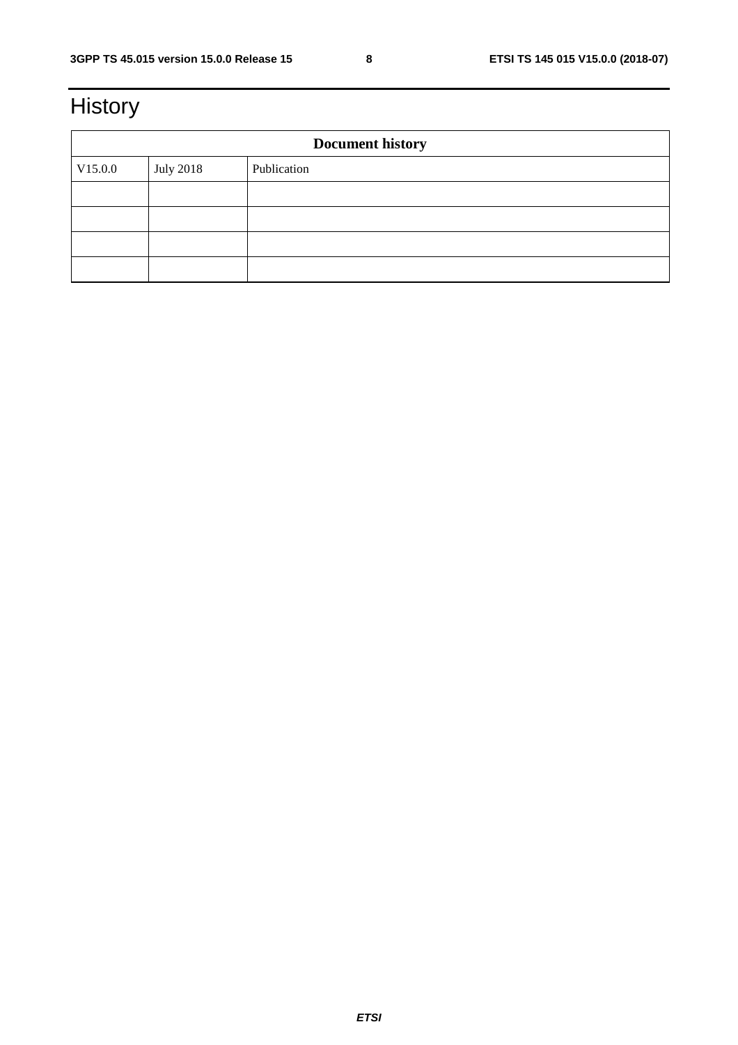# History

| Document history | | |
|---|---|---|
| V15.0.0 | July 2018 | Publication |
| | | |
| | | |
| | | |
| | | |